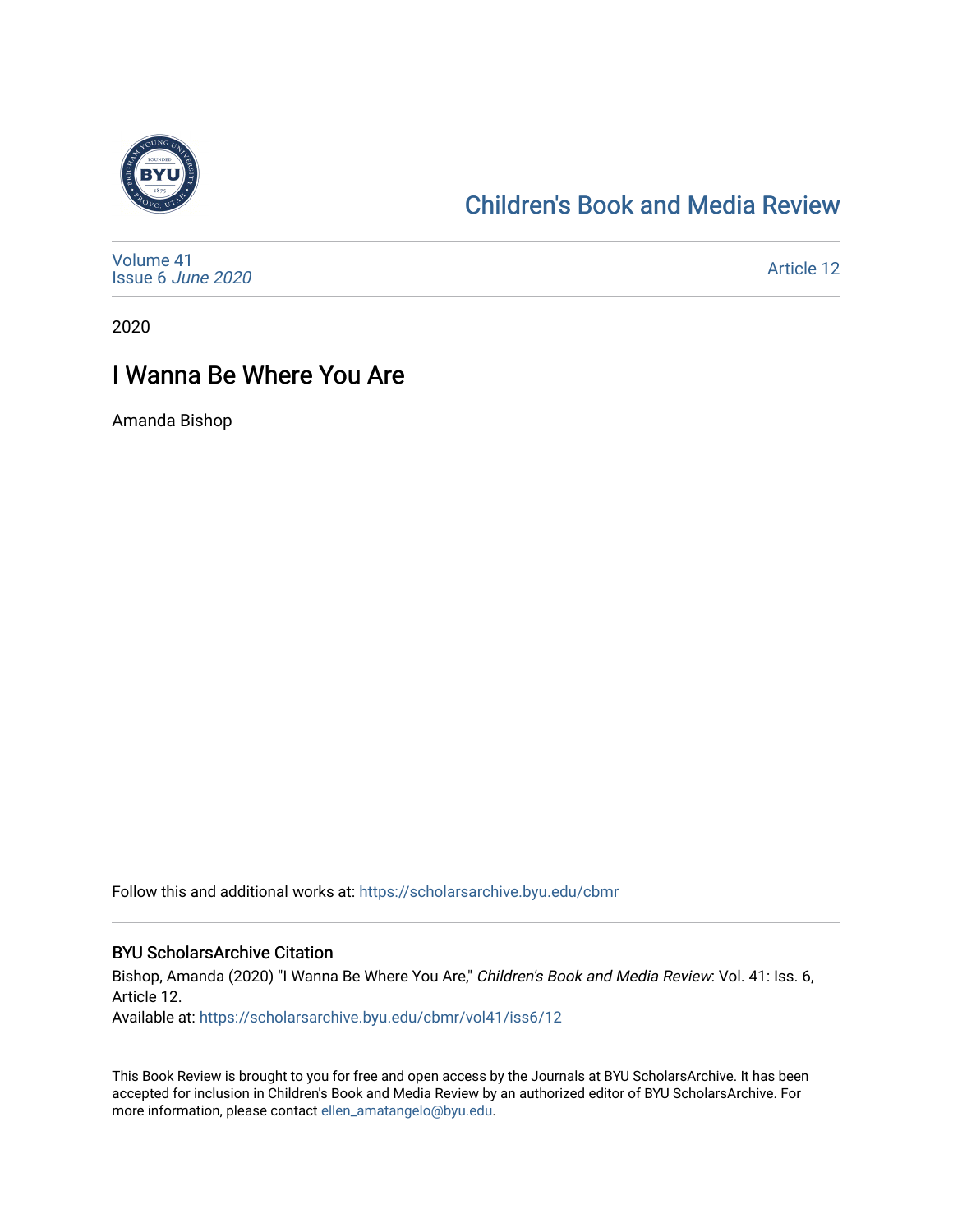# Children's Book and Media Review

Volume 41
Issue 6 *June 2020*

Article 12

2020

## I Wanna Be Where You Are

Amanda Bishop

Follow this and additional works at: https://scholarsarchive.byu.edu/cbmr

### BYU ScholarsArchive Citation

Bishop, Amanda (2020) "I Wanna Be Where You Are," *Children's Book and Media Review*: Vol. 41: Iss. 6, Article 12.
Available at: https://scholarsarchive.byu.edu/cbmr/vol41/iss6/12

This Book Review is brought to you for free and open access by the Journals at BYU ScholarsArchive. It has been accepted for inclusion in Children's Book and Media Review by an authorized editor of BYU ScholarsArchive. For more information, please contact ellen_amatangelo@byu.edu.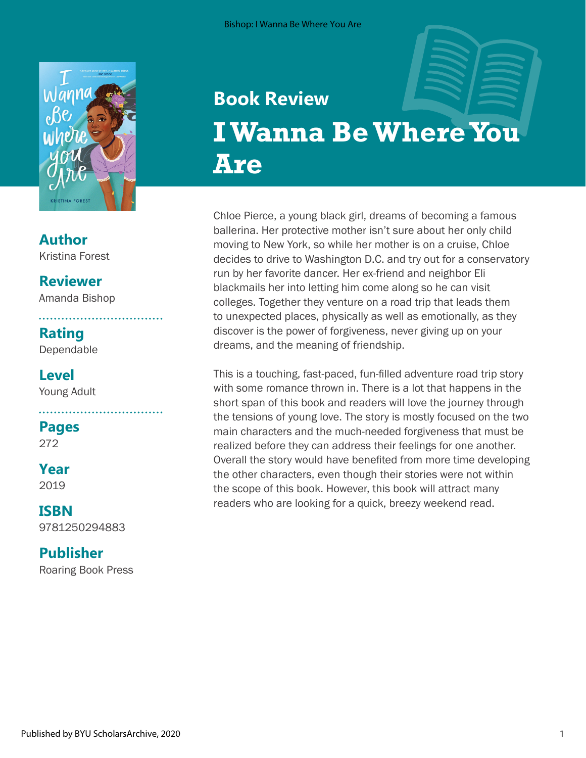## Book Review

# I Wanna Be Where You Are

**Author**
Kristina Forest

**Reviewer**
Amanda Bishop

**Rating**
Dependable

**Level**
Young Adult

**Pages**
272

**Year**
2019

**ISBN**
9781250294883

**Publisher**
Roaring Book Press

Chloe Pierce, a young black girl, dreams of becoming a famous ballerina. Her protective mother isn't sure about her only child moving to New York, so while her mother is on a cruise, Chloe decides to drive to Washington D.C. and try out for a conservatory run by her favorite dancer. Her ex-friend and neighbor Eli blackmails her into letting him come along so he can visit colleges. Together they venture on a road trip that leads them to unexpected places, physically as well as emotionally, as they discover is the power of forgiveness, never giving up on your dreams, and the meaning of friendship.

This is a touching, fast-paced, fun-filled adventure road trip story with some romance thrown in. There is a lot that happens in the short span of this book and readers will love the journey through the tensions of young love. The story is mostly focused on the two main characters and the much-needed forgiveness that must be realized before they can address their feelings for one another. Overall the story would have benefited from more time developing the other characters, even though their stories were not within the scope of this book. However, this book will attract many readers who are looking for a quick, breezy weekend read.